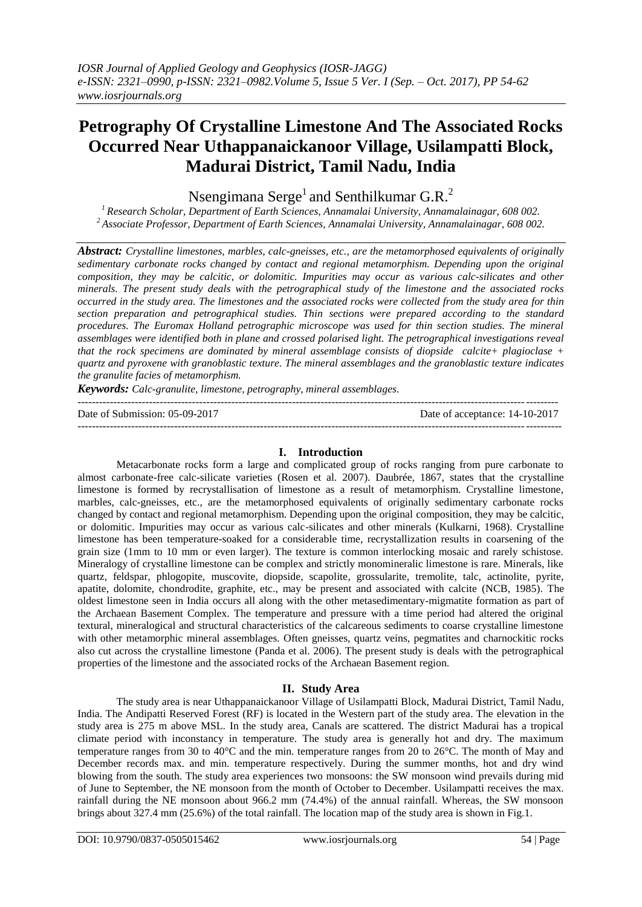# Petrography Of Crystalline Limestone And The Associated Rocks Occurred Near Uthappanaickanoor Village, Usilampatti Block, Madurai District, Tamil Nadu, India

Nsengimana Serge[1] and Senthilkumar G.R.[2]

[1] *Research Scholar, Department of Earth Sciences, Annamalai University, Annamalainagar, 608 002.*
[2] *Associate Professor, Department of Earth Sciences, Annamalai University, Annamalainagar, 608 002.*

***Abstract:*** *Crystalline limestones, marbles, calc-gneisses, etc., are the metamorphosed equivalents of originally sedimentary carbonate rocks changed by contact and regional metamorphism. Depending upon the original composition, they may be calcitic, or dolomitic. Impurities may occur as various calc-silicates and other minerals. The present study deals with the petrographical study of the limestone and the associated rocks occurred in the study area. The limestones and the associated rocks were collected from the study area for thin section preparation and petrographical studies. Thin sections were prepared according to the standard procedures. The Euromax Holland petrographic microscope was used for thin section studies. The mineral assemblages were identified both in plane and crossed polarised light. The petrographical investigations reveal that the rock specimens are dominated by mineral assemblage consists of diopside calcite+ plagioclase + quartz and pyroxene with granoblastic texture. The mineral assemblages and the granoblastic texture indicates the granulite facies of metamorphism.*

***Keywords:*** *Calc-granulite, limestone, petrography, mineral assemblages.*

Date of Submission: 05-09-2017 Date of acceptance: 14-10-2017

## I. Introduction

Metacarbonate rocks form a large and complicated group of rocks ranging from pure carbonate to almost carbonate-free calc-silicate varieties (Rosen et al. 2007). Daubrée, 1867, states that the crystalline limestone is formed by recrystallisation of limestone as a result of metamorphism. Crystalline limestone, marbles, calc-gneisses, etc., are the metamorphosed equivalents of originally sedimentary carbonate rocks changed by contact and regional metamorphism. Depending upon the original composition, they may be calcitic, or dolomitic. Impurities may occur as various calc-silicates and other minerals (Kulkarni, 1968). Crystalline limestone has been temperature-soaked for a considerable time, recrystallization results in coarsening of the grain size (1mm to 10 mm or even larger). The texture is common interlocking mosaic and rarely schistose. Mineralogy of crystalline limestone can be complex and strictly monomineralic limestone is rare. Minerals, like quartz, feldspar, phlogopite, muscovite, diopside, scapolite, grossularite, tremolite, talc, actinolite, pyrite, apatite, dolomite, chondrodite, graphite, etc., may be present and associated with calcite (NCB, 1985). The oldest limestone seen in India occurs all along with the other metasedimentary-migmatite formation as part of the Archaean Basement Complex. The temperature and pressure with a time period had altered the original textural, mineralogical and structural characteristics of the calcareous sediments to coarse crystalline limestone with other metamorphic mineral assemblages. Often gneisses, quartz veins, pegmatites and charnockitic rocks also cut across the crystalline limestone (Panda et al. 2006). The present study is deals with the petrographical properties of the limestone and the associated rocks of the Archaean Basement region.

## II. Study Area

The study area is near Uthappanaickanoor Village of Usilampatti Block, Madurai District, Tamil Nadu, India. The Andipatti Reserved Forest (RF) is located in the Western part of the study area. The elevation in the study area is 275 m above MSL. In the study area, Canals are scattered. The district Madurai has a tropical climate period with inconstancy in temperature. The study area is generally hot and dry. The maximum temperature ranges from 30 to 40°C and the min. temperature ranges from 20 to 26°C. The month of May and December records max. and min. temperature respectively. During the summer months, hot and dry wind blowing from the south. The study area experiences two monsoons: the SW monsoon wind prevails during mid of June to September, the NE monsoon from the month of October to December. Usilampatti receives the max. rainfall during the NE monsoon about 966.2 mm (74.4%) of the annual rainfall. Whereas, the SW monsoon brings about 327.4 mm (25.6%) of the total rainfall. The location map of the study area is shown in Fig.1.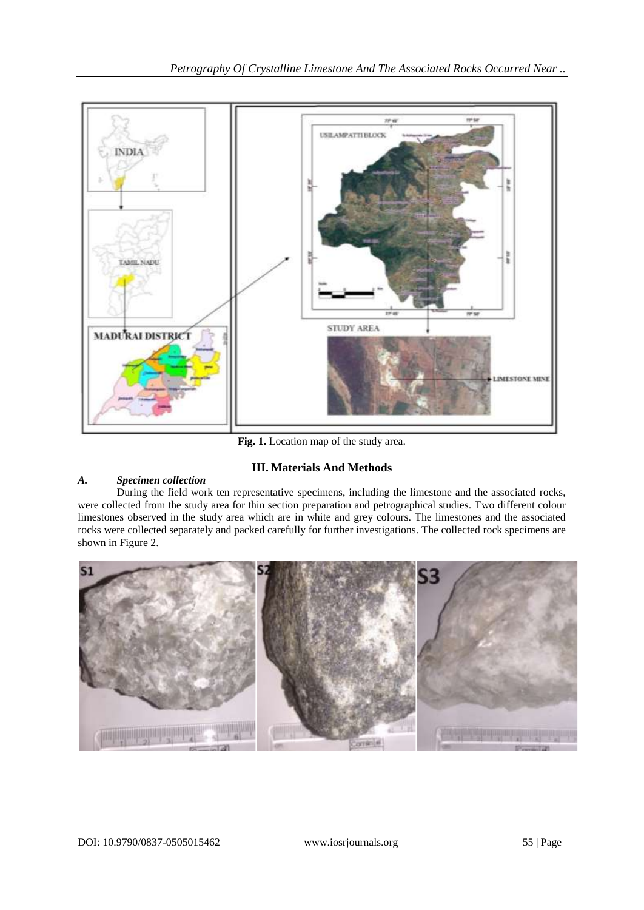Fig. 1. Location map of the study area.

## III. Materials And Methods

### *A. Specimen collection*

During the field work ten representative specimens, including the limestone and the associated rocks, were collected from the study area for thin section preparation and petrographical studies. Two different colour limestones observed in the study area which are in white and grey colours. The limestones and the associated rocks were collected separately and packed carefully for further investigations. The collected rock specimens are shown in Figure 2.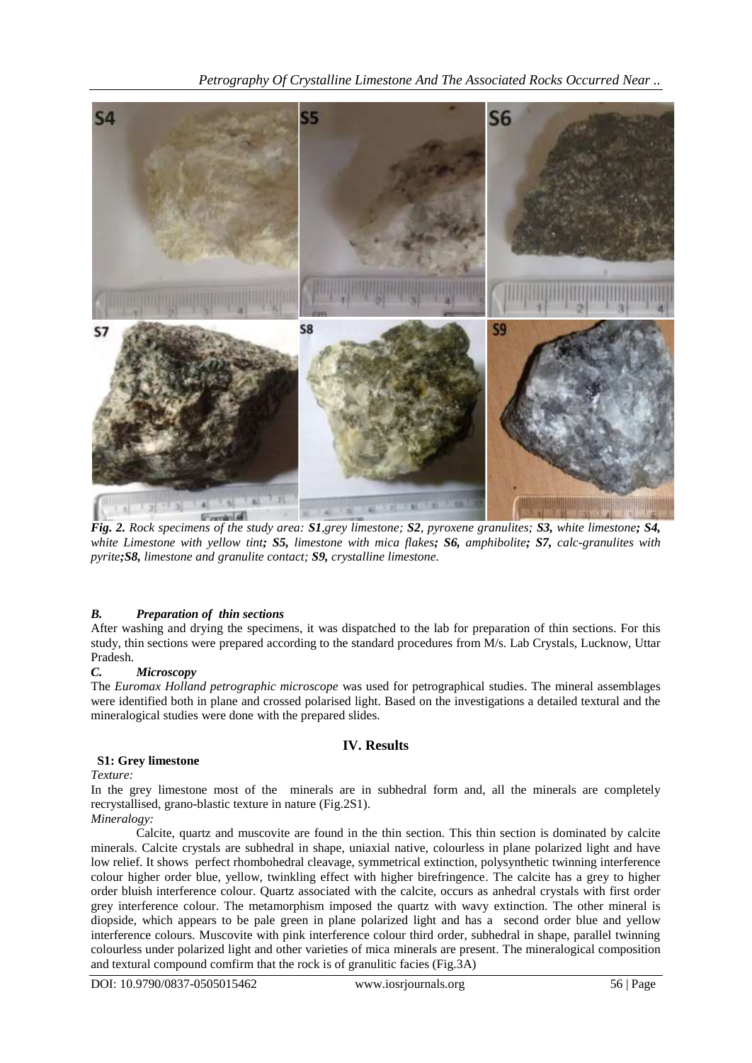*Fig. 2. Rock specimens of the study area: **S1**,grey limestone; **S2**, pyroxene granulites; **S3**, white limestone; **S4**, white Limestone with yellow tint; **S5**, limestone with mica flakes; **S6**, amphibolite; **S7**, calc-granulites with pyrite;**S8**, limestone and granulite contact; **S9**, crystalline limestone.*

### *B. Preparation of thin sections*

After washing and drying the specimens, it was dispatched to the lab for preparation of thin sections. For this study, thin sections were prepared according to the standard procedures from M/s. Lab Crystals, Lucknow, Uttar Pradesh.

### *C. Microscopy*

The *Euromax Holland petrographic microscope* was used for petrographical studies. The mineral assemblages were identified both in plane and crossed polarised light. Based on the investigations a detailed textural and the mineralogical studies were done with the prepared slides.

## IV. Results

### S1: Grey limestone

*Texture:*

In the grey limestone most of the minerals are in subhedral form and, all the minerals are completely recrystallised, grano-blastic texture in nature (Fig.2S1).

*Mineralogy:*

Calcite, quartz and muscovite are found in the thin section. This thin section is dominated by calcite minerals. Calcite crystals are subhedral in shape, uniaxial native, colourless in plane polarized light and have low relief. It shows perfect rhombohedral cleavage, symmetrical extinction, polysynthetic twinning interference colour higher order blue, yellow, twinkling effect with higher birefringence. The calcite has a grey to higher order bluish interference colour. Quartz associated with the calcite, occurs as anhedral crystals with first order grey interference colour. The metamorphism imposed the quartz with wavy extinction. The other mineral is diopside, which appears to be pale green in plane polarized light and has a second order blue and yellow interference colours. Muscovite with pink interference colour third order, subhedral in shape, parallel twinning colourless under polarized light and other varieties of mica minerals are present. The mineralogical composition and textural compound comfirm that the rock is of granulitic facies (Fig.3A)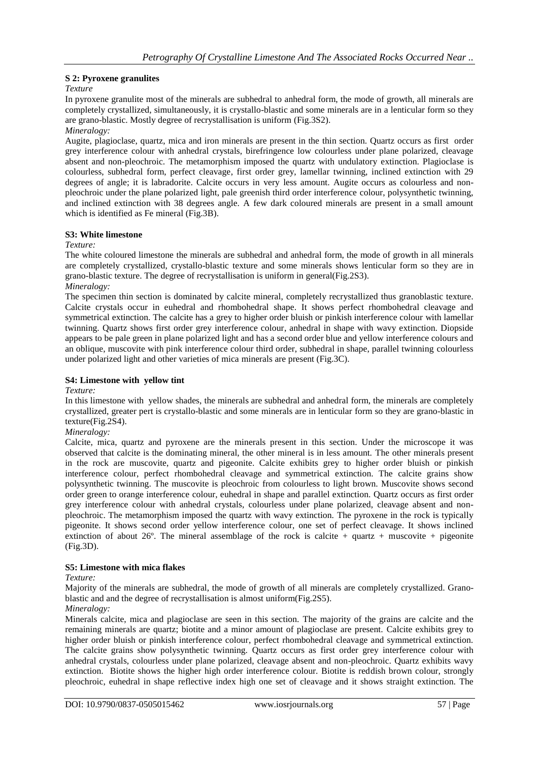### S 2: Pyroxene granulites

*Texture*

In pyroxene granulite most of the minerals are subhedral to anhedral form, the mode of growth, all minerals are completely crystallized, simultaneously, it is crystallo-blastic and some minerals are in a lenticular form so they are grano-blastic. Mostly degree of recrystallisation is uniform (Fig.3S2).

*Mineralogy:*

Augite, plagioclase, quartz, mica and iron minerals are present in the thin section. Quartz occurs as first order grey interference colour with anhedral crystals, birefringence low colourless under plane polarized, cleavage absent and non-pleochroic. The metamorphism imposed the quartz with undulatory extinction. Plagioclase is colourless, subhedral form, perfect cleavage, first order grey, lamellar twinning, inclined extinction with 29 degrees of angle; it is labradorite. Calcite occurs in very less amount. Augite occurs as colourless and non-pleochroic under the plane polarized light, pale greenish third order interference colour, polysynthetic twinning, and inclined extinction with 38 degrees angle. A few dark coloured minerals are present in a small amount which is identified as Fe mineral (Fig.3B).

### S3: White limestone

*Texture:*

The white coloured limestone the minerals are subhedral and anhedral form, the mode of growth in all minerals are completely crystallized, crystallo-blastic texture and some minerals shows lenticular form so they are in grano-blastic texture. The degree of recrystallisation is uniform in general(Fig.2S3).

*Mineralogy:*

The specimen thin section is dominated by calcite mineral, completely recrystallized thus granoblastic texture. Calcite crystals occur in euhedral and rhombohedral shape. It shows perfect rhombohedral cleavage and symmetrical extinction. The calcite has a grey to higher order bluish or pinkish interference colour with lamellar twinning. Quartz shows first order grey interference colour, anhedral in shape with wavy extinction. Diopside appears to be pale green in plane polarized light and has a second order blue and yellow interference colours and an oblique, muscovite with pink interference colour third order, subhedral in shape, parallel twinning colourless under polarized light and other varieties of mica minerals are present (Fig.3C).

### S4: Limestone with yellow tint

*Texture:*

In this limestone with yellow shades, the minerals are subhedral and anhedral form, the minerals are completely crystallized, greater pert is crystallo-blastic and some minerals are in lenticular form so they are grano-blastic in texture(Fig.2S4).

*Mineralogy:*

Calcite, mica, quartz and pyroxene are the minerals present in this section. Under the microscope it was observed that calcite is the dominating mineral, the other mineral is in less amount. The other minerals present in the rock are muscovite, quartz and pigeonite. Calcite exhibits grey to higher order bluish or pinkish interference colour, perfect rhombohedral cleavage and symmetrical extinction. The calcite grains show polysynthetic twinning. The muscovite is pleochroic from colourless to light brown. Muscovite shows second order green to orange interference colour, euhedral in shape and parallel extinction. Quartz occurs as first order grey interference colour with anhedral crystals, colourless under plane polarized, cleavage absent and non-pleochroic. The metamorphism imposed the quartz with wavy extinction. The pyroxene in the rock is typically pigeonite. It shows second order yellow interference colour, one set of perfect cleavage. It shows inclined extinction of about 26º. The mineral assemblage of the rock is calcite + quartz + muscovite + pigeonite (Fig.3D).

### S5: Limestone with mica flakes

*Texture:*

Majority of the minerals are subhedral, the mode of growth of all minerals are completely crystallized. Grano-blastic and and the degree of recrystallisation is almost uniform(Fig.2S5).

*Mineralogy:*

Minerals calcite, mica and plagioclase are seen in this section. The majority of the grains are calcite and the remaining minerals are quartz; biotite and a minor amount of plagioclase are present. Calcite exhibits grey to higher order bluish or pinkish interference colour, perfect rhombohedral cleavage and symmetrical extinction. The calcite grains show polysynthetic twinning. Quartz occurs as first order grey interference colour with anhedral crystals, colourless under plane polarized, cleavage absent and non-pleochroic. Quartz exhibits wavy extinction. Biotite shows the higher high order interference colour. Biotite is reddish brown colour, strongly pleochroic, euhedral in shape reflective index high one set of cleavage and it shows straight extinction. The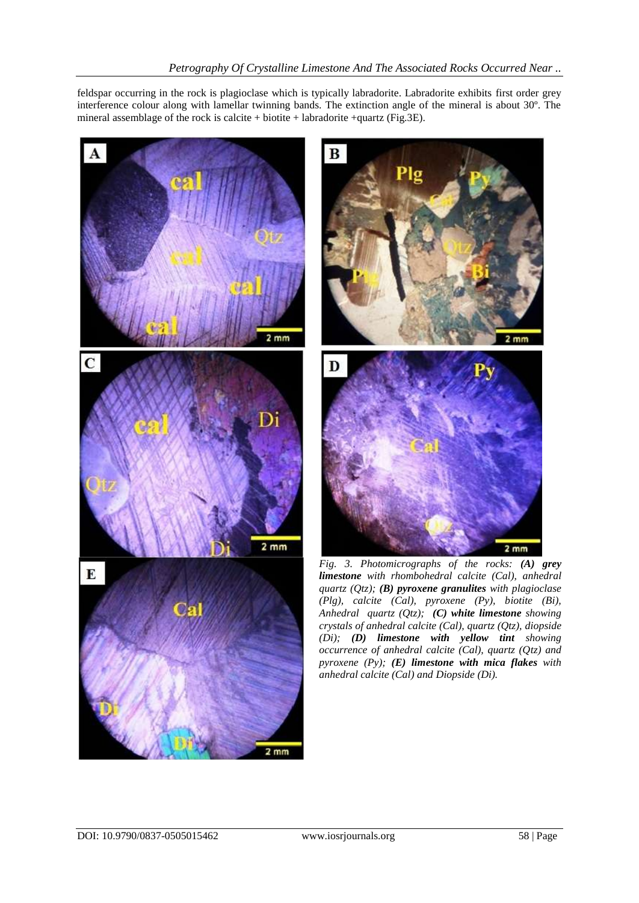feldspar occurring in the rock is plagioclase which is typically labradorite. Labradorite exhibits first order grey interference colour along with lamellar twinning bands. The extinction angle of the mineral is about 30º. The mineral assemblage of the rock is calcite + biotite + labradorite +quartz (Fig.3E).

*Fig. 3. Photomicrographs of the rocks: **(A) grey limestone** with rhombohedral calcite (Cal), anhedral quartz (Qtz); **(B) pyroxene granulites** with plagioclase (Plg), calcite (Cal), pyroxene (Py), biotite (Bi), Anhedral quartz (Qtz); **(C) white limestone** showing crystals of anhedral calcite (Cal), quartz (Qtz), diopside (Di); **(D) limestone with yellow tint** showing occurrence of anhedral calcite (Cal), quartz (Qtz) and pyroxene (Py); **(E) limestone with mica flakes** with anhedral calcite (Cal) and Diopside (Di).*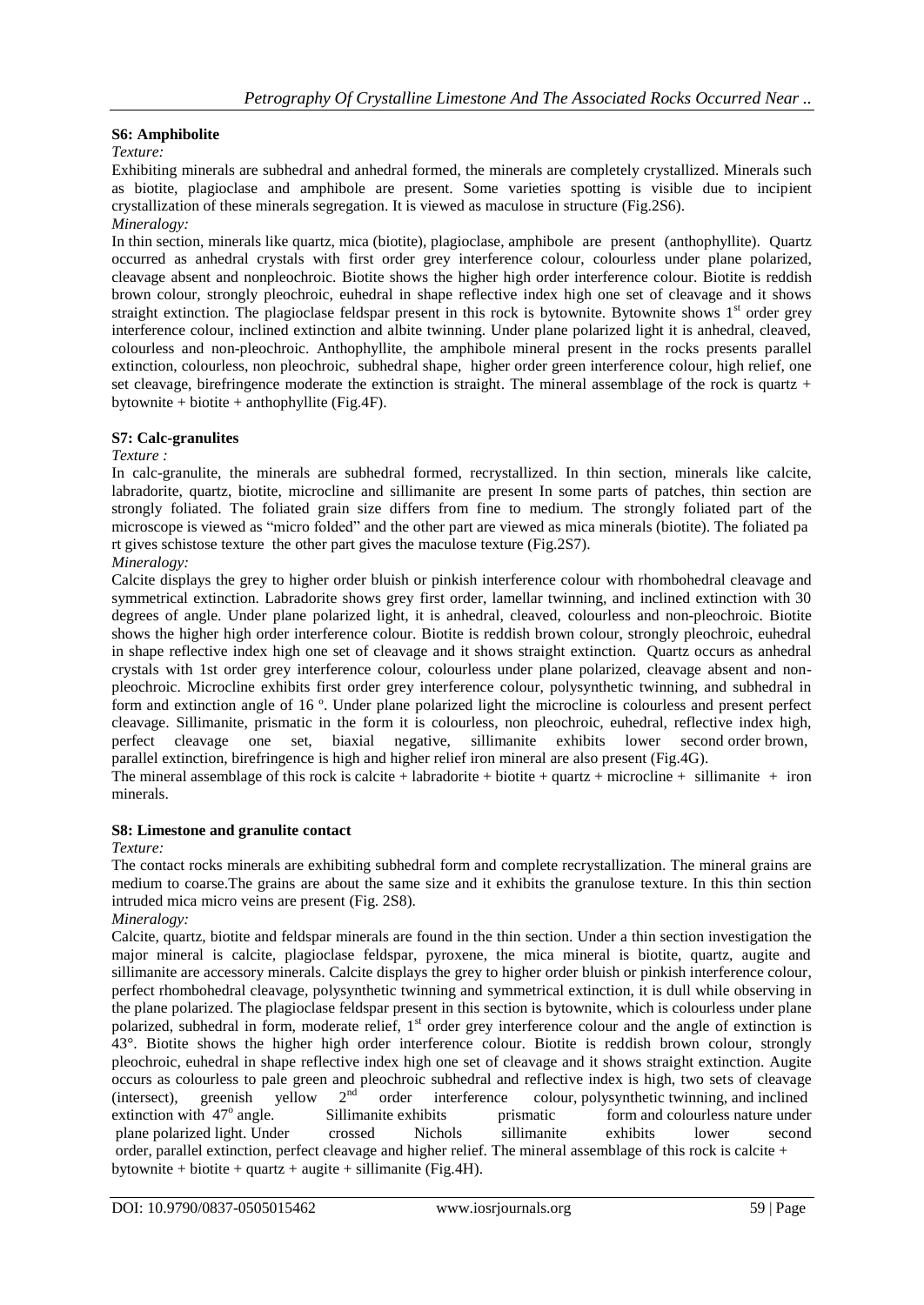### S6: Amphibolite

*Texture:*

Exhibiting minerals are subhedral and anhedral formed, the minerals are completely crystallized. Minerals such as biotite, plagioclase and amphibole are present. Some varieties spotting is visible due to incipient crystallization of these minerals segregation. It is viewed as maculose in structure (Fig.2S6).

*Mineralogy:*

In thin section, minerals like quartz, mica (biotite), plagioclase, amphibole are present (anthophyllite). Quartz occurred as anhedral crystals with first order grey interference colour, colourless under plane polarized, cleavage absent and nonpleochroic. Biotite shows the higher high order interference colour. Biotite is reddish brown colour, strongly pleochroic, euhedral in shape reflective index high one set of cleavage and it shows straight extinction. The plagioclase feldspar present in this rock is bytownite. Bytownite shows 1st order grey interference colour, inclined extinction and albite twinning. Under plane polarized light it is anhedral, cleaved, colourless and non-pleochroic. Anthophyllite, the amphibole mineral present in the rocks presents parallel extinction, colourless, non pleochroic, subhedral shape, higher order green interference colour, high relief, one set cleavage, birefringence moderate the extinction is straight. The mineral assemblage of the rock is quartz + bytownite + biotite + anthophyllite (Fig.4F).

### S7: Calc-granulites

*Texture :*

In calc-granulite, the minerals are subhedral formed, recrystallized. In thin section, minerals like calcite, labradorite, quartz, biotite, microcline and sillimanite are present In some parts of patches, thin section are strongly foliated. The foliated grain size differs from fine to medium. The strongly foliated part of the microscope is viewed as "micro folded" and the other part are viewed as mica minerals (biotite). The foliated pa rt gives schistose texture the other part gives the maculose texture (Fig.2S7).

*Mineralogy:*

Calcite displays the grey to higher order bluish or pinkish interference colour with rhombohedral cleavage and symmetrical extinction. Labradorite shows grey first order, lamellar twinning, and inclined extinction with 30 degrees of angle. Under plane polarized light, it is anhedral, cleaved, colourless and non-pleochroic. Biotite shows the higher high order interference colour. Biotite is reddish brown colour, strongly pleochroic, euhedral in shape reflective index high one set of cleavage and it shows straight extinction. Quartz occurs as anhedral crystals with 1st order grey interference colour, colourless under plane polarized, cleavage absent and non-pleochroic. Microcline exhibits first order grey interference colour, polysynthetic twinning, and subhedral in form and extinction angle of 16 º. Under plane polarized light the microcline is colourless and present perfect cleavage. Sillimanite, prismatic in the form it is colourless, non pleochroic, euhedral, reflective index high, perfect cleavage one set, biaxial negative, sillimanite exhibits lower second order brown, parallel extinction, birefringence is high and higher relief iron mineral are also present (Fig.4G).

The mineral assemblage of this rock is calcite + labradorite + biotite + quartz + microcline + sillimanite + iron minerals.

### S8: Limestone and granulite contact

*Texture:*

The contact rocks minerals are exhibiting subhedral form and complete recrystallization. The mineral grains are medium to coarse.The grains are about the same size and it exhibits the granulose texture. In this thin section intruded mica micro veins are present (Fig. 2S8).

*Mineralogy:*

Calcite, quartz, biotite and feldspar minerals are found in the thin section. Under a thin section investigation the major mineral is calcite, plagioclase feldspar, pyroxene, the mica mineral is biotite, quartz, augite and sillimanite are accessory minerals. Calcite displays the grey to higher order bluish or pinkish interference colour, perfect rhombohedral cleavage, polysynthetic twinning and symmetrical extinction, it is dull while observing in the plane polarized. The plagioclase feldspar present in this section is bytownite, which is colourless under plane polarized, subhedral in form, moderate relief, 1st order grey interference colour and the angle of extinction is 43°. Biotite shows the higher high order interference colour. Biotite is reddish brown colour, strongly pleochroic, euhedral in shape reflective index high one set of cleavage and it shows straight extinction. Augite occurs as colourless to pale green and pleochroic subhedral and reflective index is high, two sets of cleavage (intersect), greenish yellow 2nd order interference colour, polysynthetic twinning, and inclined extinction with 47º angle. Sillimanite exhibits prismatic form and colourless nature under plane polarized light. Under crossed Nichols sillimanite exhibits lower second order, parallel extinction, perfect cleavage and higher relief. The mineral assemblage of this rock is calcite + bytownite + biotite + quartz + augite + sillimanite (Fig.4H).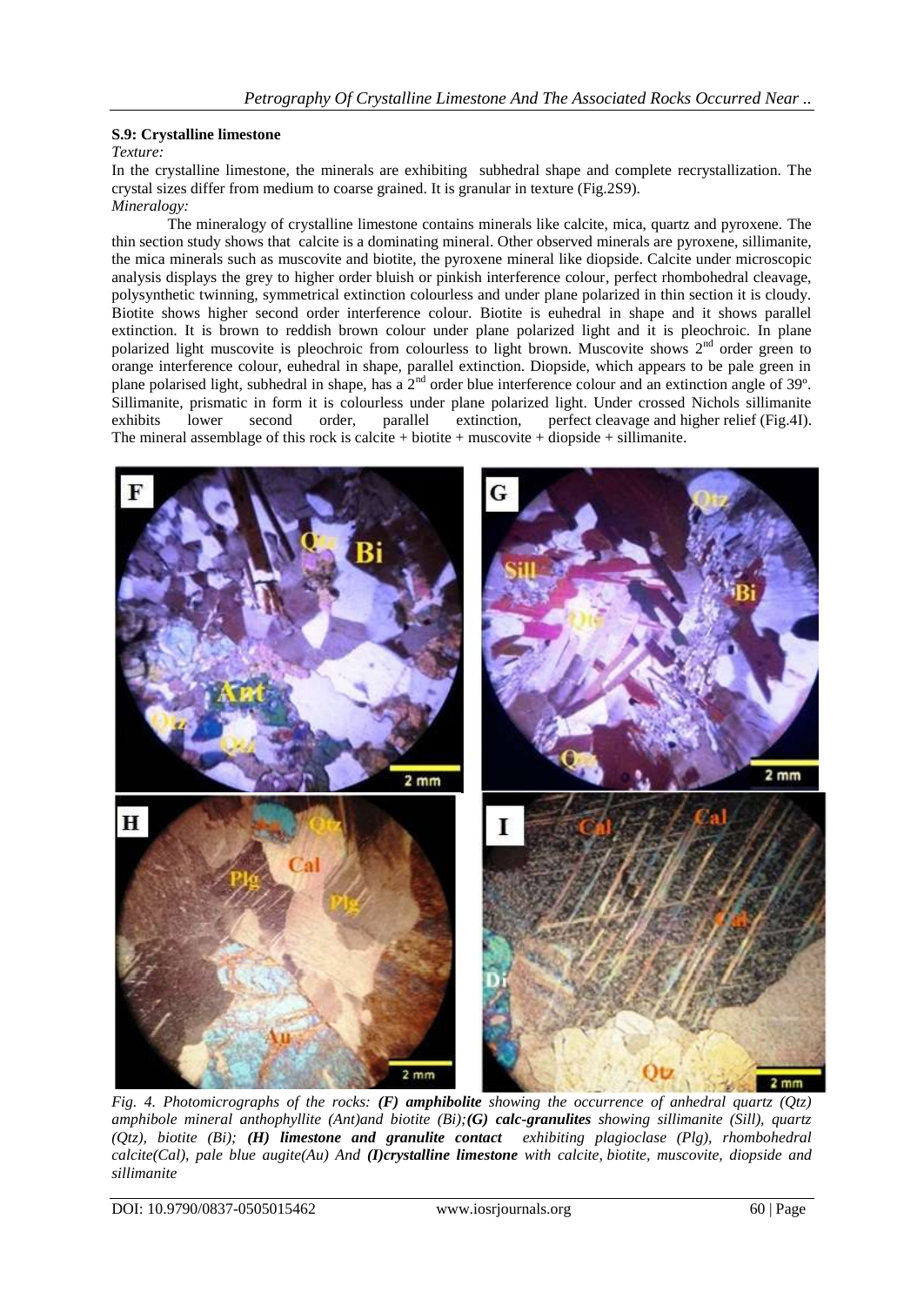### S.9: Crystalline limestone

*Texture:*

In the crystalline limestone, the minerals are exhibiting subhedral shape and complete recrystallization. The crystal sizes differ from medium to coarse grained. It is granular in texture (Fig.2S9).

*Mineralogy:*

The mineralogy of crystalline limestone contains minerals like calcite, mica, quartz and pyroxene. The thin section study shows that calcite is a dominating mineral. Other observed minerals are pyroxene, sillimanite, the mica minerals such as muscovite and biotite, the pyroxene mineral like diopside. Calcite under microscopic analysis displays the grey to higher order bluish or pinkish interference colour, perfect rhombohedral cleavage, polysynthetic twinning, symmetrical extinction colourless and under plane polarized in thin section it is cloudy. Biotite shows higher second order interference colour. Biotite is euhedral in shape and it shows parallel extinction. It is brown to reddish brown colour under plane polarized light and it is pleochroic. In plane polarized light muscovite is pleochroic from colourless to light brown. Muscovite shows 2[nd] order green to orange interference colour, euhedral in shape, parallel extinction. Diopside, which appears to be pale green in plane polarised light, subhedral in shape, has a 2[nd] order blue interference colour and an extinction angle of 39º. Sillimanite, prismatic in form it is colourless under plane polarized light. Under crossed Nichols sillimanite exhibits lower second order, parallel extinction, perfect cleavage and higher relief (Fig.4I). The mineral assemblage of this rock is calcite + biotite + muscovite + diopside + sillimanite.

*Fig. 4. Photomicrographs of the rocks: **(F) amphibolite** showing the occurrence of anhedral quartz (Qtz) amphibole mineral anthophyllite (Ant)and biotite (Bi);**(G) calc-granulites** showing sillimanite (Sill), quartz (Qtz), biotite (Bi); **(H) limestone and granulite contact** exhibiting plagioclase (Plg), rhombohedral calcite(Cal), pale blue augite(Au) And **(I)crystalline limestone** with calcite, biotite, muscovite, diopside and sillimanite*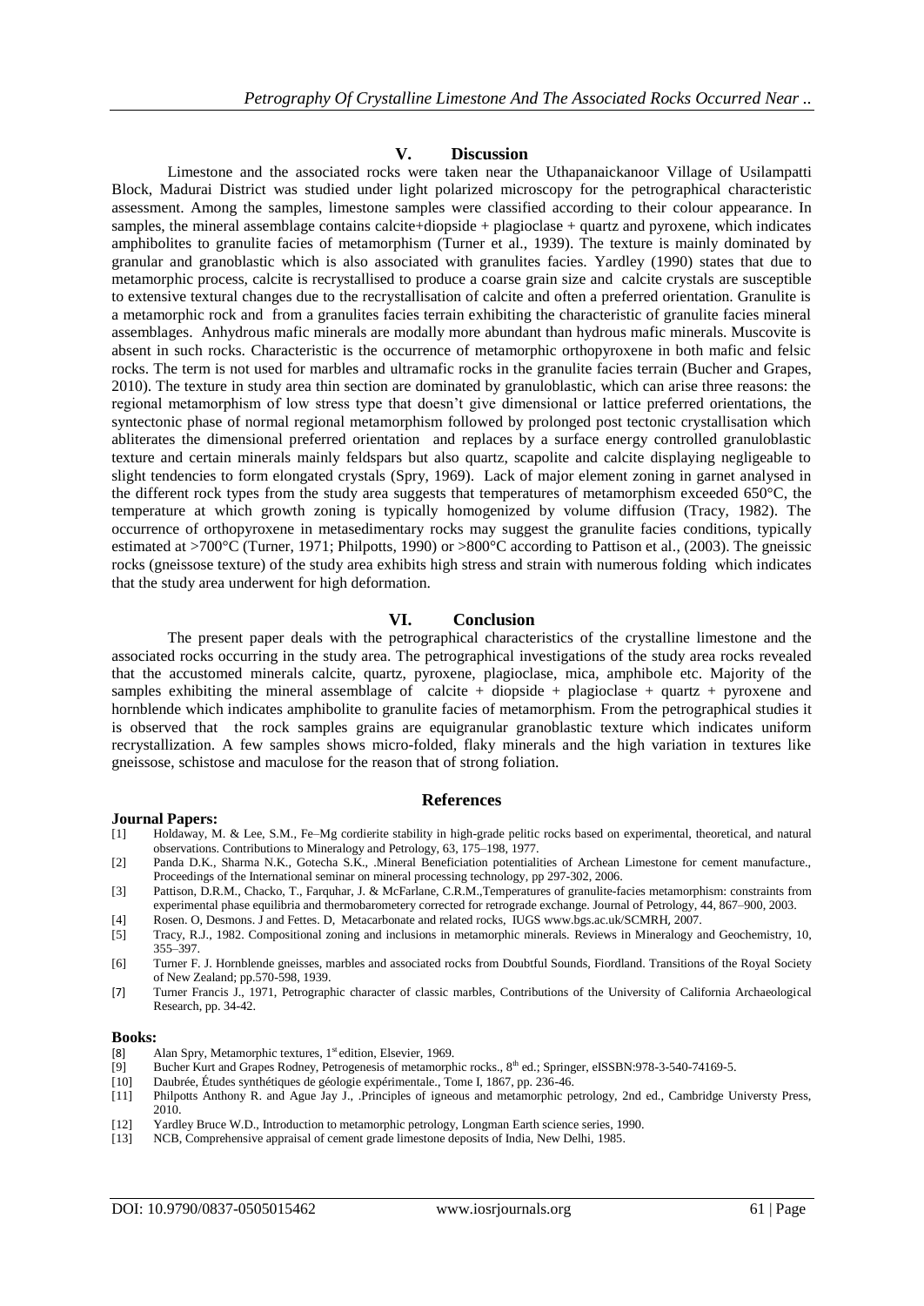## V. Discussion

Limestone and the associated rocks were taken near the Uthapanaickanoor Village of Usilampatti Block, Madurai District was studied under light polarized microscopy for the petrographical characteristic assessment. Among the samples, limestone samples were classified according to their colour appearance. In samples, the mineral assemblage contains calcite+diopside + plagioclase + quartz and pyroxene, which indicates amphibolites to granulite facies of metamorphism (Turner et al., 1939). The texture is mainly dominated by granular and granoblastic which is also associated with granulites facies. Yardley (1990) states that due to metamorphic process, calcite is recrystallised to produce a coarse grain size and calcite crystals are susceptible to extensive textural changes due to the recrystallisation of calcite and often a preferred orientation. Granulite is a metamorphic rock and from a granulites facies terrain exhibiting the characteristic of granulite facies mineral assemblages. Anhydrous mafic minerals are modally more abundant than hydrous mafic minerals. Muscovite is absent in such rocks. Characteristic is the occurrence of metamorphic orthopyroxene in both mafic and felsic rocks. The term is not used for marbles and ultramafic rocks in the granulite facies terrain (Bucher and Grapes, 2010). The texture in study area thin section are dominated by granuloblastic, which can arise three reasons: the regional metamorphism of low stress type that doesn't give dimensional or lattice preferred orientations, the syntectonic phase of normal regional metamorphism followed by prolonged post tectonic crystallisation which abliterates the dimensional preferred orientation and replaces by a surface energy controlled granuloblastic texture and certain minerals mainly feldspars but also quartz, scapolite and calcite displaying negligeable to slight tendencies to form elongated crystals (Spry, 1969). Lack of major element zoning in garnet analysed in the different rock types from the study area suggests that temperatures of metamorphism exceeded 650°C, the temperature at which growth zoning is typically homogenized by volume diffusion (Tracy, 1982). The occurrence of orthopyroxene in metasedimentary rocks may suggest the granulite facies conditions, typically estimated at >700°C (Turner, 1971; Philpotts, 1990) or >800°C according to Pattison et al., (2003). The gneissic rocks (gneissose texture) of the study area exhibits high stress and strain with numerous folding which indicates that the study area underwent for high deformation.

## VI. Conclusion

The present paper deals with the petrographical characteristics of the crystalline limestone and the associated rocks occurring in the study area. The petrographical investigations of the study area rocks revealed that the accustomed minerals calcite, quartz, pyroxene, plagioclase, mica, amphibole etc. Majority of the samples exhibiting the mineral assemblage of calcite + diopside + plagioclase + quartz + pyroxene and hornblende which indicates amphibolite to granulite facies of metamorphism. From the petrographical studies it is observed that the rock samples grains are equigranular granoblastic texture which indicates uniform recrystallization. A few samples shows micro-folded, flaky minerals and the high variation in textures like gneissose, schistose and maculose for the reason that of strong foliation.

## References

**Journal Papers:**

- [1] Holdaway, M. & Lee, S.M., Fe–Mg cordierite stability in high-grade pelitic rocks based on experimental, theoretical, and natural observations. Contributions to Mineralogy and Petrology, 63, 175–198, 1977.
- [2] Panda D.K., Sharma N.K., Gotecha S.K., .Mineral Beneficiation potentialities of Archean Limestone for cement manufacture., Proceedings of the International seminar on mineral processing technology, pp 297-302, 2006.
- [3] Pattison, D.R.M., Chacko, T., Farquhar, J. & McFarlane, C.R.M.,Temperatures of granulite-facies metamorphism: constraints from experimental phase equilibria and thermobarometery corrected for retrograde exchange. Journal of Petrology, 44, 867–900, 2003.
- [4] Rosen. O, Desmons. J and Fettes. D, Metacarbonate and related rocks, IUGS www.bgs.ac.uk/SCMRH, 2007.
- [5] Tracy, R.J., 1982. Compositional zoning and inclusions in metamorphic minerals. Reviews in Mineralogy and Geochemistry, 10, 355–397.
- [6] Turner F. J. Hornblende gneisses, marbles and associated rocks from Doubtful Sounds, Fiordland. Transitions of the Royal Society of New Zealand; pp.570-598, 1939.
- [7] Turner Francis J., 1971, Petrographic character of classic marbles, Contributions of the University of California Archaeological Research, pp. 34-42.

**Books:**

- [8] Alan Spry, Metamorphic textures, 1st edition, Elsevier, 1969.
- [9] Bucher Kurt and Grapes Rodney, Petrogenesis of metamorphic rocks., 8th ed.; Springer, eISSBN:978-3-540-74169-5.
- [10] Daubrée, Études synthétiques de géologie expérimentale., Tome I, 1867, pp. 236-46.
- [11] Philpotts Anthony R. and Ague Jay J., .Principles of igneous and metamorphic petrology, 2nd ed., Cambridge Universty Press, 2010.
- [12] Yardley Bruce W.D., Introduction to metamorphic petrology, Longman Earth science series, 1990.
- [13] NCB, Comprehensive appraisal of cement grade limestone deposits of India, New Delhi, 1985.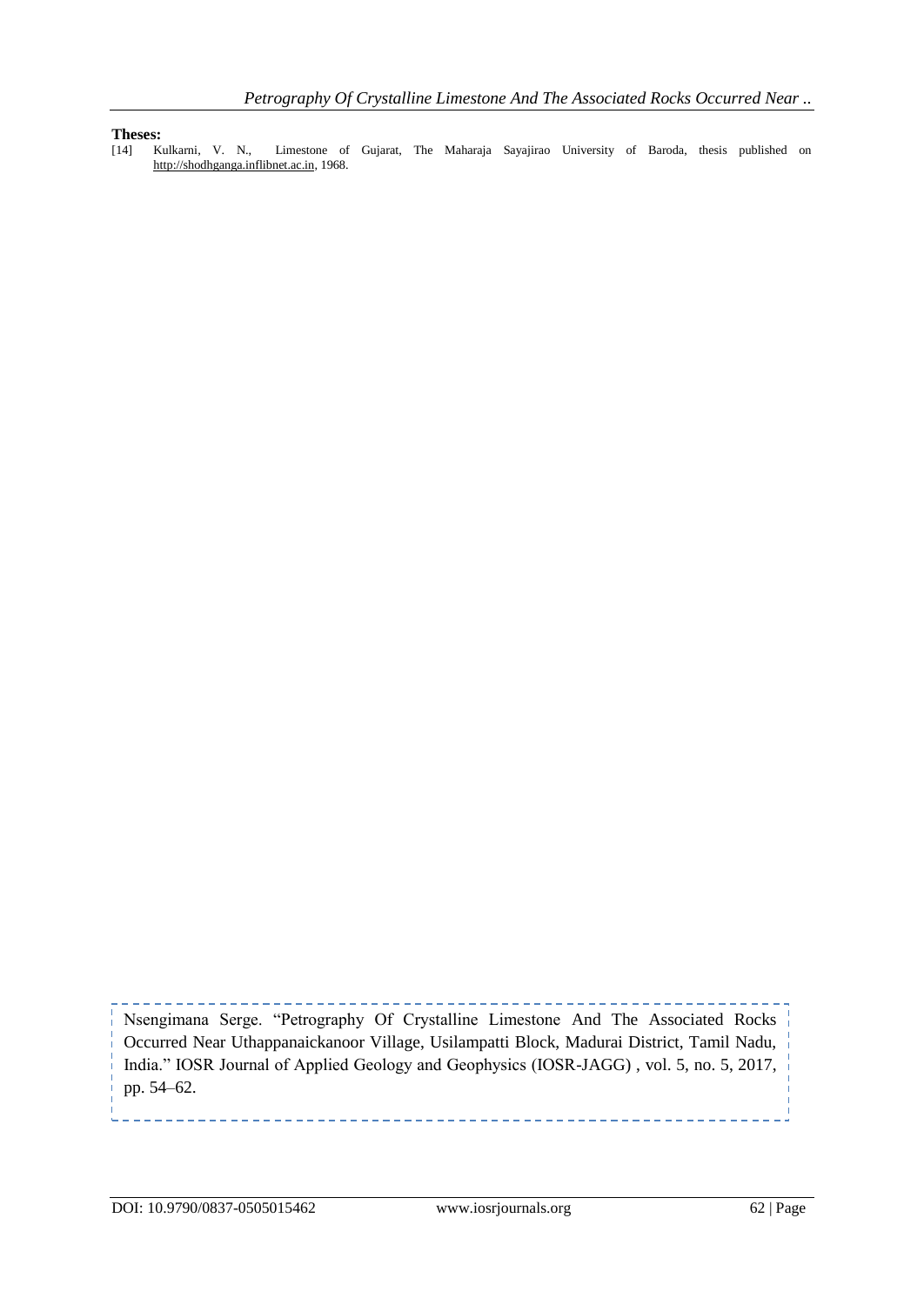**Theses:**

[14] Kulkarni, V. N., Limestone of Gujarat, The Maharaja Sayajirao University of Baroda, thesis published on http://shodhganga.inflibnet.ac.in, 1968.

Nsengimana Serge. "Petrography Of Crystalline Limestone And The Associated Rocks Occurred Near Uthappanaickanoor Village, Usilampatti Block, Madurai District, Tamil Nadu, India." IOSR Journal of Applied Geology and Geophysics (IOSR-JAGG) , vol. 5, no. 5, 2017, pp. 54–62.